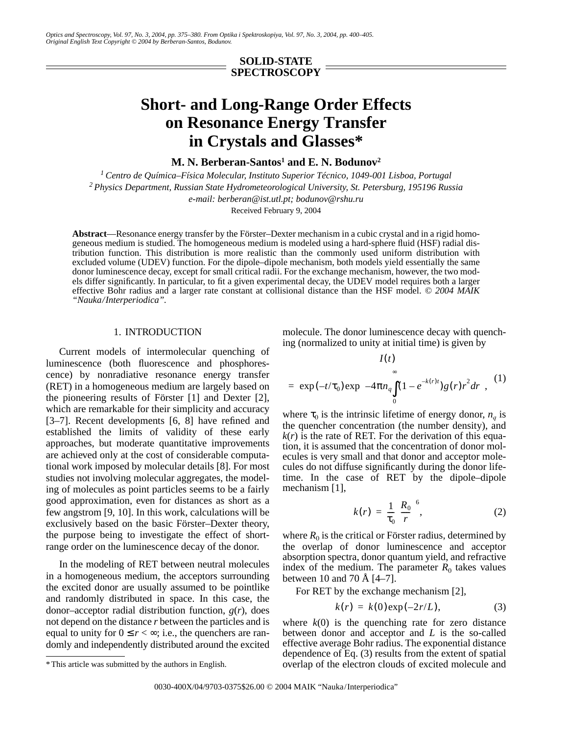## SOLID-STATE SPECTROSCOPY

# Short- and Long-Range Order Effects on Resonance Energy Transfer in Crystals and Glasses*

**M. N. Berberan-Santos[1] and E. N. Bodunov[2]**

[1] *Centro de Química–Física Molecular, Instituto Superior Técnico, 1049-001 Lisboa, Portugal*

[2] *Physics Department, Russian State Hydrometeorological University, St. Petersburg, 195196 Russia*

*e-mail: berberan@ist.utl.pt; bodunov@rshu.ru*

Received February 9, 2004

**Abstract**—Resonance energy transfer by the Förster–Dexter mechanism in a cubic crystal and in a rigid homogeneous medium is studied. The homogeneous medium is modeled using a hard-sphere fluid (HSF) radial distribution function. This distribution is more realistic than the commonly used uniform distribution with excluded volume (UDEV) function. For the dipole–dipole mechanism, both models yield essentially the same donor luminescence decay, except for small critical radii. For the exchange mechanism, however, the two models differ significantly. In particular, to fit a given experimental decay, the UDEV model requires both a larger effective Bohr radius and a larger rate constant at collisional distance than the HSF model. © *2004 MAIK "Nauka/Interperiodica".*

## 1. INTRODUCTION

Current models of intermolecular quenching of luminescence (both fluorescence and phosphorescence) by nonradiative resonance energy transfer (RET) in a homogeneous medium are largely based on the pioneering results of Förster [1] and Dexter [2], which are remarkable for their simplicity and accuracy [3–7]. Recent developments [6, 8] have refined and established the limits of validity of these early approaches, but moderate quantitative improvements are achieved only at the cost of considerable computational work imposed by molecular details [8]. For most studies not involving molecular aggregates, the modeling of molecules as point particles seems to be a fairly good approximation, even for distances as short as a few angstrom [9, 10]. In this work, calculations will be exclusively based on the basic Förster–Dexter theory, the purpose being to investigate the effect of short-range order on the luminescence decay of the donor.

In the modeling of RET between neutral molecules in a homogeneous medium, the acceptors surrounding the excited donor are usually assumed to be pointlike and randomly distributed in space. In this case, the donor–acceptor radial distribution function, $g(r)$, does not depend on the distance $r$ between the particles and is equal to unity for $0 \le r < \infty$; i.e., the quenchers are randomly and independently distributed around the excited molecule. The donor luminescence decay with quenching (normalized to unity at initial time) is given by

$$I(t) = \exp(-t/\tau_0)\exp\left[-4\pi n_q \int_0^\infty \left(1 - e^{-k(r)t}\right) g(r) r^2 dr\right], \quad (1)$$

where $\tau_0$ is the intrinsic lifetime of energy donor, $n_q$ is the quencher concentration (the number density), and $k(r)$ is the rate of RET. For the derivation of this equation, it is assumed that the concentration of donor molecules is very small and that donor and acceptor molecules do not diffuse significantly during the donor lifetime. In the case of RET by the dipole–dipole mechanism [1],

$$k(r) = \frac{1}{\tau_0}\left(\frac{R_0}{r}\right)^6, \quad (2)$$

where $R_0$ is the critical or Förster radius, determined by the overlap of donor luminescence and acceptor absorption spectra, donor quantum yield, and refractive index of the medium. The parameter $R_0$ takes values between 10 and 70 Å [4–7].

For RET by the exchange mechanism [2],

$$k(r) = k(0)\exp(-2r/L), \quad (3)$$

where $k(0)$ is the quenching rate for zero distance between donor and acceptor and $L$ is the so-called effective average Bohr radius. The exponential distance dependence of Eq. (3) results from the extent of spatial overlap of the electron clouds of excited molecule and

\* This article was submitted by the authors in English.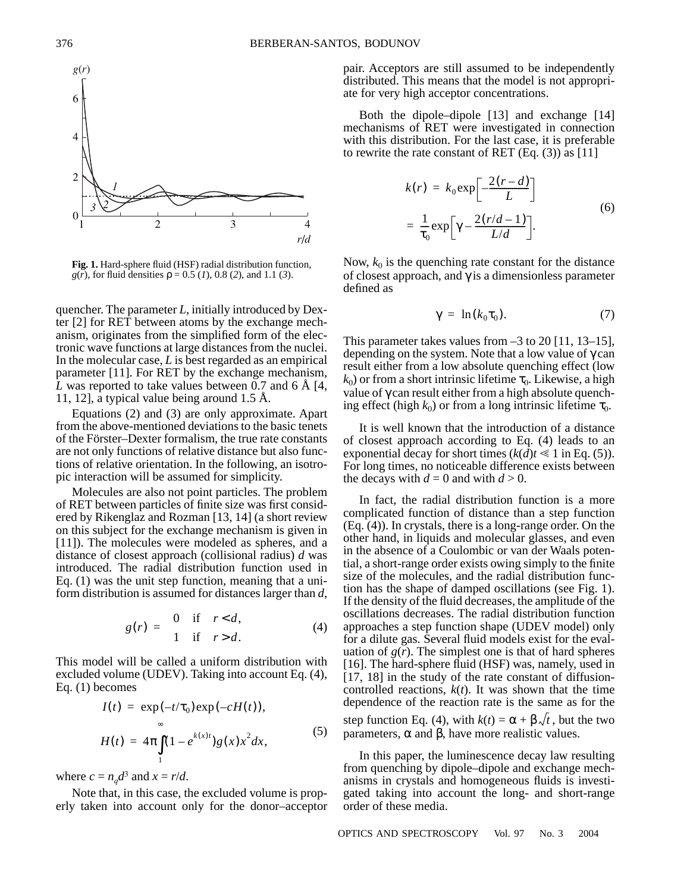Fig. 1. Hard-sphere fluid (HSF) radial distribution function, $g(r)$, for fluid densities $\rho = 0.5$ (*1*), 0.8 (*2*), and 1.1 (*3*).

quencher. The parameter $L$, initially introduced by Dexter [2] for RET between atoms by the exchange mechanism, originates from the simplified form of the electronic wave functions at large distances from the nuclei. In the molecular case, $L$ is best regarded as an empirical parameter [11]. For RET by the exchange mechanism, $L$ was reported to take values between 0.7 and 6 Å [4, 11, 12], a typical value being around 1.5 Å.

Equations (2) and (3) are only approximate. Apart from the above-mentioned deviations to the basic tenets of the Förster–Dexter formalism, the true rate constants are not only functions of relative distance but also functions of relative orientation. In the following, an isotropic interaction will be assumed for simplicity.

Molecules are also not point particles. The problem of RET between particles of finite size was first considered by Rikenglaz and Rozman [13, 14] (a short review on this subject for the exchange mechanism is given in [11]). The molecules were modeled as spheres, and a distance of closest approach (collisional radius) $d$ was introduced. The radial distribution function used in Eq. (1) was the unit step function, meaning that a uniform distribution is assumed for distances larger than $d$,

$$g(r) = \begin{cases} 0 & \text{if} \quad r < d, \\ 1 & \text{if} \quad r > d. \end{cases} \tag{4}$$

This model will be called a uniform distribution with excluded volume (UDEV). Taking into account Eq. (4), Eq. (1) becomes

$$I(t) = \exp(-t/\tau_0)\exp(-cH(t)),$$
$$H(t) = 4\pi\int_1^{\infty}(1-e^{k(x)t})g(x)x^2dx, \tag{5}$$

where $c = n_q d^3$ and $x = r/d$.

Note that, in this case, the excluded volume is properly taken into account only for the donor–acceptor pair. Acceptors are still assumed to be independently distributed. This means that the model is not appropriate for very high acceptor concentrations.

Both the dipole–dipole [13] and exchange [14] mechanisms of RET were investigated in connection with this distribution. For the last case, it is preferable to rewrite the rate constant of RET (Eq. (3)) as [11]

$$k(r) = k_0\exp\left[-\frac{2(r-d)}{L}\right]$$
$$= \frac{1}{\tau_0}\exp\left[\gamma - \frac{2(r/d-1)}{L/d}\right]. \tag{6}$$

Now, $k_0$ is the quenching rate constant for the distance of closest approach, and $\gamma$ is a dimensionless parameter defined as

$$\gamma = \ln(k_0\tau_0). \tag{7}$$

This parameter takes values from –3 to 20 [11, 13–15], depending on the system. Note that a low value of $\gamma$ can result either from a low absolute quenching effect (low $k_0$) or from a short intrinsic lifetime $\tau_0$. Likewise, a high value of $\gamma$ can result either from a high absolute quenching effect (high $k_0$) or from a long intrinsic lifetime $\tau_0$.

It is well known that the introduction of a distance of closest approach according to Eq. (4) leads to an exponential decay for short times ($k(d)t \ll 1$ in Eq. (5)). For long times, no noticeable difference exists between the decays with $d = 0$ and with $d > 0$.

In fact, the radial distribution function is a more complicated function of distance than a step function (Eq. (4)). In crystals, there is a long-range order. On the other hand, in liquids and molecular glasses, and even in the absence of a Coulombic or van der Waals potential, a short-range order exists owing simply to the finite size of the molecules, and the radial distribution function has the shape of damped oscillations (see Fig. 1). If the density of the fluid decreases, the amplitude of the oscillations decreases. The radial distribution function approaches a step function shape (UDEV model) only for a dilute gas. Several fluid models exist for the evaluation of $g(r)$. The simplest one is that of hard spheres [16]. The hard-sphere fluid (HSF) was, namely, used in [17, 18] in the study of the rate constant of diffusion-controlled reactions, $k(t)$. It was shown that the time dependence of the reaction rate is the same as for the step function Eq. (4), with $k(t) = \alpha + \beta\sqrt{t}$, but the two parameters, $\alpha$ and $\beta$, have more realistic values.

In this paper, the luminescence decay law resulting from quenching by dipole–dipole and exchange mechanisms in crystals and homogeneous fluids is investigated taking into account the long- and short-range order of these media.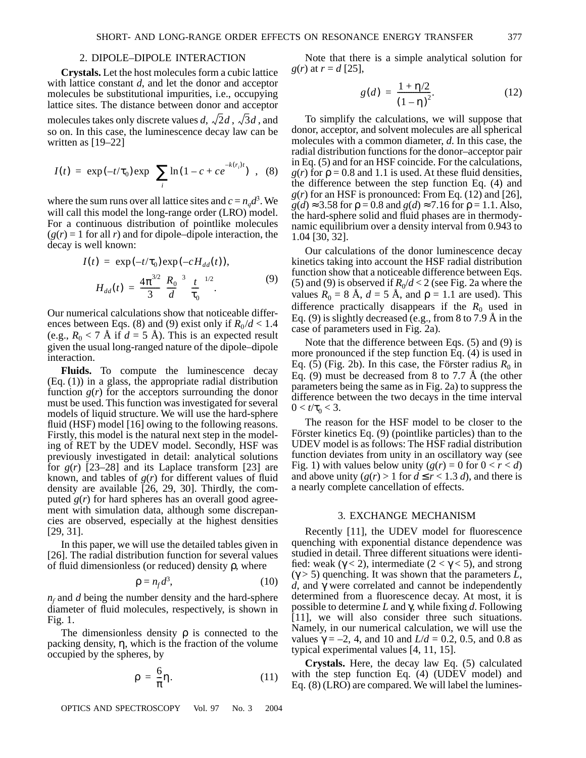## 2. DIPOLE–DIPOLE INTERACTION

**Crystals.** Let the host molecules form a cubic lattice with lattice constant $d$, and let the donor and acceptor molecules be substitutional impurities, i.e., occupying lattice sites. The distance between donor and acceptor molecules takes only discrete values $d$, $\sqrt{2}d$, $\sqrt{3}d$, and so on. In this case, the luminescence decay law can be written as [19–22]

$$I(t) = \exp(-t/\tau_0)\exp\left(\sum_i \ln(1 - c + ce^{-k(r_i)t})\right), \quad (8)$$

where the sum runs over all lattice sites and $c = n_q d^3$. We will call this model the long-range order (LRO) model. For a continuous distribution of pointlike molecules ($g(r) = 1$ for all $r$) and for dipole–dipole interaction, the decay is well known:

$$I(t) = \exp(-t/\tau_0)\exp(-cH_{dd}(t)),$$
$$H_{dd}(t) = \frac{4\pi^{3/2}}{3}\left(\frac{R_0}{d}\right)^3\left(\frac{t}{\tau_0}\right)^{1/2}. \quad (9)$$

Our numerical calculations show that noticeable differences between Eqs. (8) and (9) exist only if $R_0/d < 1.4$ (e.g., $R_0 < 7$ Å if $d = 5$ Å). This is an expected result given the usual long-ranged nature of the dipole–dipole interaction.

**Fluids.** To compute the luminescence decay (Eq. (1)) in a glass, the appropriate radial distribution function $g(r)$ for the acceptors surrounding the donor must be used. This function was investigated for several models of liquid structure. We will use the hard-sphere fluid (HSF) model [16] owing to the following reasons. Firstly, this model is the natural next step in the modeling of RET by the UDEV model. Secondly, HSF was previously investigated in detail: analytical solutions for $g(r)$ [23–28] and its Laplace transform [23] are known, and tables of $g(r)$ for different values of fluid density are available [26, 29, 30]. Thirdly, the computed $g(r)$ for hard spheres has an overall good agreement with simulation data, although some discrepancies are observed, especially at the highest densities [29, 31].

In this paper, we will use the detailed tables given in [26]. The radial distribution function for several values of fluid dimensionless (or reduced) density $\rho$, where

$$\rho = n_f d^3, \quad (10)$$

$n_f$ and $d$ being the number density and the hard-sphere diameter of fluid molecules, respectively, is shown in Fig. 1.

The dimensionless density $\rho$ is connected to the packing density, $\eta$, which is the fraction of the volume occupied by the spheres, by

$$\rho = \frac{6}{\pi}\eta. \quad (11)$$

Note that there is a simple analytical solution for $g(r)$ at $r = d$ [25],

$$g(d) = \frac{1 + \eta/2}{(1 - \eta)^2}. \quad (12)$$

To simplify the calculations, we will suppose that donor, acceptor, and solvent molecules are all spherical molecules with a common diameter, $d$. In this case, the radial distribution functions for the donor–acceptor pair in Eq. (5) and for an HSF coincide. For the calculations, $g(r)$ for $\rho = 0.8$ and 1.1 is used. At these fluid densities, the difference between the step function Eq. (4) and $g(r)$ for an HSF is pronounced: From Eq. (12) and [26], $g(d) \approx 3.58$ for $\rho = 0.8$ and $g(d) \approx 7.16$ for $\rho = 1.1$. Also, the hard-sphere solid and fluid phases are in thermodynamic equilibrium over a density interval from 0.943 to 1.04 [30, 32].

Our calculations of the donor luminescence decay kinetics taking into account the HSF radial distribution function show that a noticeable difference between Eqs. (5) and (9) is observed if $R_0/d < 2$ (see Fig. 2a where the values $R_0 = 8$ Å, $d = 5$ Å, and $\rho = 1.1$ are used). This difference practically disappears if the $R_0$ used in Eq. (9) is slightly decreased (e.g., from 8 to 7.9 Å in the case of parameters used in Fig. 2a).

Note that the difference between Eqs. (5) and (9) is more pronounced if the step function Eq. (4) is used in Eq. (5) (Fig. 2b). In this case, the Förster radius $R_0$ in Eq. (9) must be decreased from 8 to 7.7 Å (the other parameters being the same as in Fig. 2a) to suppress the difference between the two decays in the time interval $0 < t/\tau_0 < 3$.

The reason for the HSF model to be closer to the Förster kinetics Eq. (9) (pointlike particles) than to the UDEV model is as follows: The HSF radial distribution function deviates from unity in an oscillatory way (see Fig. 1) with values below unity ($g(r) = 0$ for $0 < r < d$) and above unity ($g(r) > 1$ for $d \le r < 1.3\,d$), and there is a nearly complete cancellation of effects.

## 3. EXCHANGE MECHANISM

Recently [11], the UDEV model for fluorescence quenching with exponential distance dependence was studied in detail. Three different situations were identified: weak ($\gamma < 2$), intermediate ($2 < \gamma < 5$), and strong ($\gamma > 5$) quenching. It was shown that the parameters $L$, $d$, and $\gamma$ were correlated and cannot be independently determined from a fluorescence decay. At most, it is possible to determine $L$ and $\gamma$, while fixing $d$. Following [11], we will also consider three such situations. Namely, in our numerical calculation, we will use the values $\gamma = -2$, 4, and 10 and $L/d = 0.2$, 0.5, and 0.8 as typical experimental values [4, 11, 15].

**Crystals.** Here, the decay law Eq. (5) calculated with the step function Eq. (4) (UDEV model) and Eq. (8) (LRO) are compared. We will label the lumines-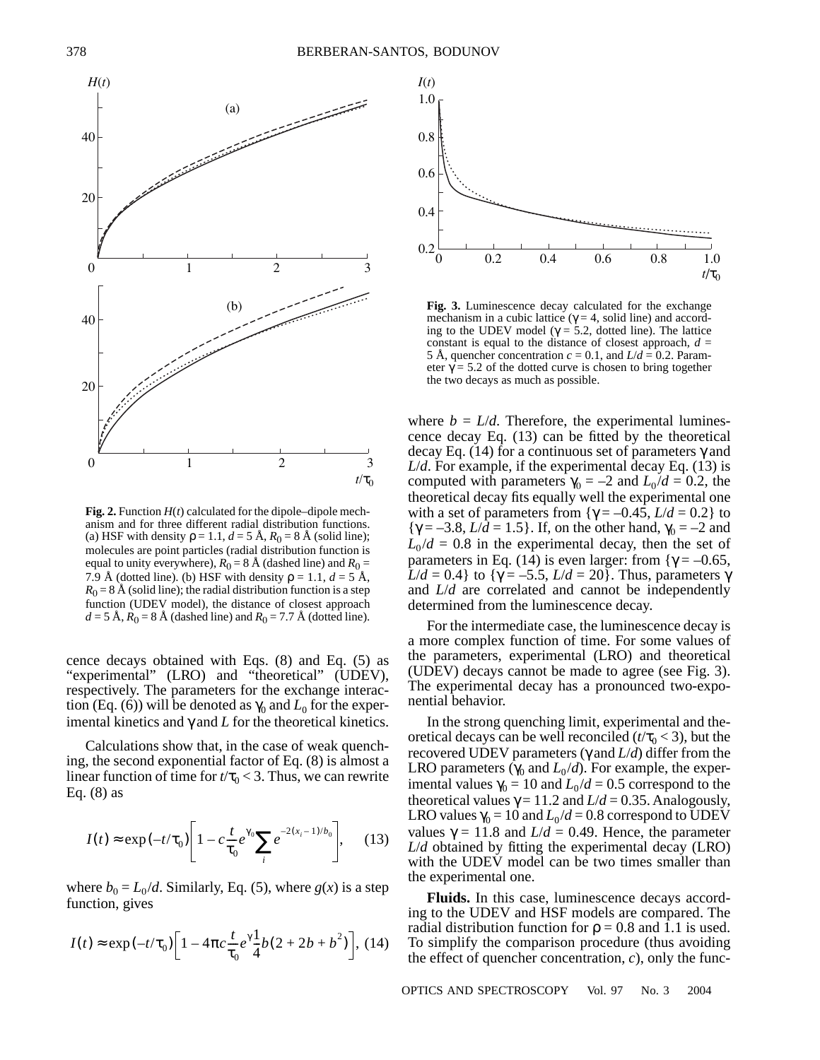Fig. 2. Function $H(t)$ calculated for the dipole–dipole mechanism and for three different radial distribution functions. (a) HSF with density $\rho = 1.1$, $d = 5$ Å, $R_0 = 8$ Å (solid line); molecules are point particles (radial distribution function is equal to unity everywhere), $R_0 = 8$ Å (dashed line) and $R_0 = 7.9$ Å (dotted line). (b) HSF with density $\rho = 1.1$, $d = 5$ Å, $R_0 = 8$ Å (solid line); the radial distribution function is a step function (UDEV model), the distance of closest approach $d = 5$ Å, $R_0 = 8$ Å (dashed line) and $R_0 = 7.7$ Å (dotted line).

cence decays obtained with Eqs. (8) and Eq. (5) as "experimental" (LRO) and "theoretical" (UDEV), respectively. The parameters for the exchange interaction (Eq. (6)) will be denoted as $\gamma_0$ and $L_0$ for the experimental kinetics and $\gamma$ and $L$ for the theoretical kinetics.

Calculations show that, in the case of weak quenching, the second exponential factor of Eq. (8) is almost a linear function of time for $t/\tau_0 < 3$. Thus, we can rewrite Eq. (8) as

$$I(t) \approx \exp(-t/\tau_0)\left[1 - c\frac{t}{\tau_0}e^{\gamma_0}\sum_i e^{-2(x_i - 1)/b_0}\right], \quad (13)$$

where $b_0 = L_0/d$. Similarly, Eq. (5), where $g(x)$ is a step function, gives

$$I(t) \approx \exp(-t/\tau_0)\left[1 - 4\pi c\frac{t}{\tau_0}e^{\gamma}\frac{1}{4}b(2 + 2b + b^2)\right], \quad (14)$$

Fig. 3. Luminescence decay calculated for the exchange mechanism in a cubic lattice ($\gamma = 4$, solid line) and according to the UDEV model ($\gamma = 5.2$, dotted line). The lattice constant is equal to the distance of closest approach, $d = 5$ Å, quencher concentration $c = 0.1$, and $L/d = 0.2$. Parameter $\gamma = 5.2$ of the dotted curve is chosen to bring together the two decays as much as possible.

where $b = L/d$. Therefore, the experimental luminescence decay Eq. (13) can be fitted by the theoretical decay Eq. (14) for a continuous set of parameters $\gamma$ and $L/d$. For example, if the experimental decay Eq. (13) is computed with parameters $\gamma_0 = -2$ and $L_0/d = 0.2$, the theoretical decay fits equally well the experimental one with a set of parameters from {$\gamma = -0.45$, $L/d = 0.2$} to {$\gamma = -3.8$, $L/d = 1.5$}. If, on the other hand, $\gamma_0 = -2$ and $L_0/d = 0.8$ in the experimental decay, then the set of parameters in Eq. (14) is even larger: from {$\gamma = -0.65$, $L/d = 0.4$} to {$\gamma = -5.5$, $L/d = 20$}. Thus, parameters $\gamma$ and $L/d$ are correlated and cannot be independently determined from the luminescence decay.

For the intermediate case, the luminescence decay is a more complex function of time. For some values of the parameters, experimental (LRO) and theoretical (UDEV) decays cannot be made to agree (see Fig. 3). The experimental decay has a pronounced two-exponential behavior.

In the strong quenching limit, experimental and theoretical decays can be well reconciled ($t/\tau_0 < 3$), but the recovered UDEV parameters ($\gamma$ and $L/d$) differ from the LRO parameters ($\gamma_0$ and $L_0/d$). For example, the experimental values $\gamma_0 = 10$ and $L_0/d = 0.5$ correspond to the theoretical values $\gamma = 11.2$ and $L/d = 0.35$. Analogously, LRO values $\gamma_0 = 10$ and $L_0/d = 0.8$ correspond to UDEV values $\gamma = 11.8$ and $L/d = 0.49$. Hence, the parameter $L/d$ obtained by fitting the experimental decay (LRO) with the UDEV model can be two times smaller than the experimental one.

**Fluids.** In this case, luminescence decays according to the UDEV and HSF models are compared. The radial distribution function for $\rho = 0.8$ and 1.1 is used. To simplify the comparison procedure (thus avoiding the effect of quencher concentration, $c$), only the func-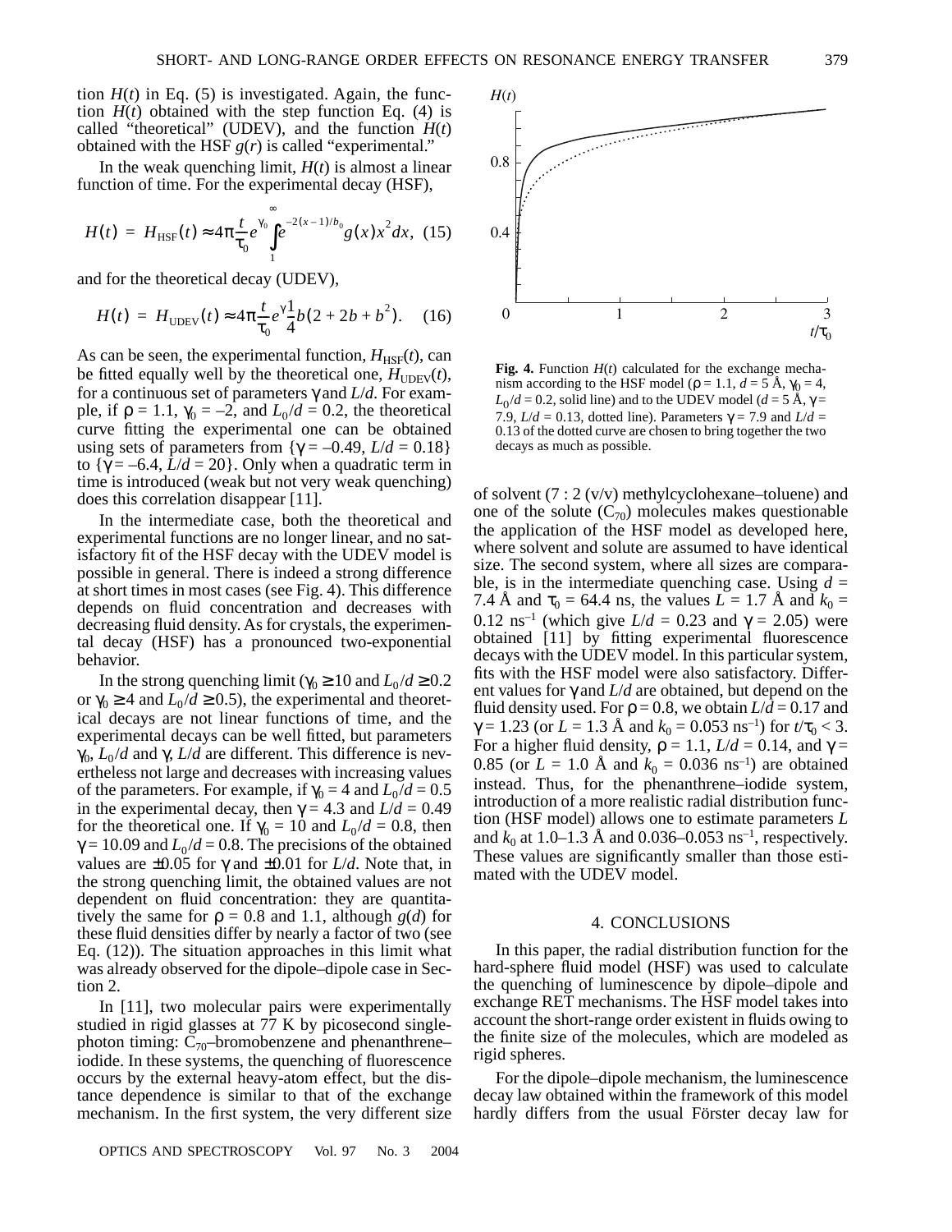tion $H(t)$ in Eq. (5) is investigated. Again, the function $H(t)$ obtained with the step function Eq. (4) is called "theoretical" (UDEV), and the function $H(t)$ obtained with the HSF $g(r)$ is called "experimental."

In the weak quenching limit, $H(t)$ is almost a linear function of time. For the experimental decay (HSF),

$$H(t) = H_{\mathrm{HSF}}(t) \approx 4\pi \frac{t}{\tau_0} e^{\gamma_0} \int_1^{\infty} e^{-2(x-1)/b_0} g(x) x^2 dx, \quad (15)$$

and for the theoretical decay (UDEV),

$$H(t) = H_{\mathrm{UDEV}}(t) \approx 4\pi \frac{t}{\tau_0} e^{\gamma} \frac{1}{4} b(2 + 2b + b^2). \quad (16)$$

As can be seen, the experimental function, $H_{\mathrm{HSF}}(t)$, can be fitted equally well by the theoretical one, $H_{\mathrm{UDEV}}(t)$, for a continuous set of parameters $\gamma$ and $L/d$. For example, if $\rho = 1.1$, $\gamma_0 = -2$, and $L_0/d = 0.2$, the theoretical curve fitting the experimental one can be obtained using sets of parameters from $\{\gamma = -0.49, L/d = 0.18\}$ to $\{\gamma = -6.4, L/d = 20\}$. Only when a quadratic term in time is introduced (weak but not very weak quenching) does this correlation disappear [11].

In the intermediate case, both the theoretical and experimental functions are no longer linear, and no satisfactory fit of the HSF decay with the UDEV model is possible in general. There is indeed a strong difference at short times in most cases (see Fig. 4). This difference depends on fluid concentration and decreases with decreasing fluid density. As for crystals, the experimental decay (HSF) has a pronounced two-exponential behavior.

In the strong quenching limit ($\gamma_0 \geq 10$ and $L_0/d \geq 0.2$ or $\gamma_0 \geq 4$ and $L_0/d \geq 0.5$), the experimental and theoretical decays are not linear functions of time, and the experimental decays can be well fitted, but parameters $\gamma_0$, $L_0/d$ and $\gamma$, $L/d$ are different. This difference is nevertheless not large and decreases with increasing values of the parameters. For example, if $\gamma_0 = 4$ and $L_0/d = 0.5$ in the experimental decay, then $\gamma = 4.3$ and $L/d = 0.49$ for the theoretical one. If $\gamma_0 = 10$ and $L_0/d = 0.8$, then $\gamma = 10.09$ and $L_0/d = 0.8$. The precisions of the obtained values are $\pm 0.05$ for $\gamma$ and $\pm 0.01$ for $L/d$. Note that, in the strong quenching limit, the obtained values are not dependent on fluid concentration: they are quantitatively the same for $\rho = 0.8$ and 1.1, although $g(d)$ for these fluid densities differ by nearly a factor of two (see Eq. (12)). The situation approaches in this limit what was already observed for the dipole–dipole case in Section 2.

In [11], two molecular pairs were experimentally studied in rigid glasses at 77 K by picosecond single-photon timing: $C_{70}$–bromobenzene and phenanthrene–iodide. In these systems, the quenching of fluorescence occurs by the external heavy-atom effect, but the distance dependence is similar to that of the exchange mechanism. In the first system, the very different size of solvent (7 : 2 (v/v) methylcyclohexane–toluene) and one of the solute ($C_{70}$) molecules makes questionable the application of the HSF model as developed here, where solvent and solute are assumed to have identical size. The second system, where all sizes are comparable, is in the intermediate quenching case. Using $d$ = 7.4 Å and $\tau_0$ = 64.4 ns, the values $L$ = 1.7 Å and $k_0$ = 0.12 ns$^{-1}$ (which give $L/d$ = 0.23 and $\gamma$ = 2.05) were obtained [11] by fitting experimental fluorescence decays with the UDEV model. In this particular system, fits with the HSF model were also satisfactory. Different values for $\gamma$ and $L/d$ are obtained, but depend on the fluid density used. For $\rho = 0.8$, we obtain $L/d = 0.17$ and $\gamma = 1.23$ (or $L$ = 1.3 Å and $k_0$ = 0.053 ns$^{-1}$) for $t/\tau_0 < 3$. For a higher fluid density, $\rho = 1.1$, $L/d = 0.14$, and $\gamma = 0.85$ (or $L$ = 1.0 Å and $k_0$ = 0.036 ns$^{-1}$) are obtained instead. Thus, for the phenanthrene–iodide system, introduction of a more realistic radial distribution function (HSF model) allows one to estimate parameters $L$ and $k_0$ at 1.0–1.3 Å and 0.036–0.053 ns$^{-1}$, respectively. These values are significantly smaller than those estimated with the UDEV model.

**Fig. 4.** Function $H(t)$ calculated for the exchange mechanism according to the HSF model ($\rho = 1.1$, $d$ = 5 Å, $\gamma_0 = 4$, $L_0/d = 0.2$, solid line) and to the UDEV model ($d$ = 5 Å, $\gamma$ = 7.9, $L/d$ = 0.13, dotted line). Parameters $\gamma = 7.9$ and $L/d$ = 0.13 of the dotted curve are chosen to bring together the two decays as much as possible.

## 4. CONCLUSIONS

In this paper, the radial distribution function for the hard-sphere fluid model (HSF) was used to calculate the quenching of luminescence by dipole–dipole and exchange RET mechanisms. The HSF model takes into account the short-range order existent in fluids owing to the finite size of the molecules, which are modeled as rigid spheres.

For the dipole–dipole mechanism, the luminescence decay law obtained within the framework of this model hardly differs from the usual Förster decay law for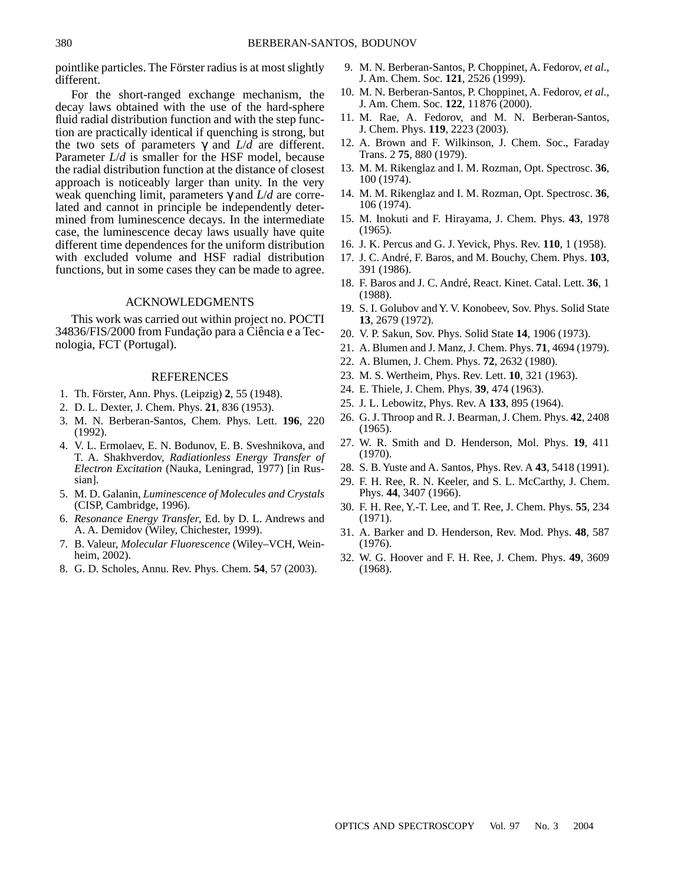pointlike particles. The Förster radius is at most slightly different.

For the short-ranged exchange mechanism, the decay laws obtained with the use of the hard-sphere fluid radial distribution function and with the step function are practically identical if quenching is strong, but the two sets of parameters $\gamma$ and $L/d$ are different. Parameter $L/d$ is smaller for the HSF model, because the radial distribution function at the distance of closest approach is noticeably larger than unity. In the very weak quenching limit, parameters $\gamma$ and $L/d$ are correlated and cannot in principle be independently determined from luminescence decays. In the intermediate case, the luminescence decay laws usually have quite different time dependences for the uniform distribution with excluded volume and HSF radial distribution functions, but in some cases they can be made to agree.

## ACKNOWLEDGMENTS

This work was carried out within project no. POCTI 34836/FIS/2000 from Fundação para a Ciência e a Tecnologia, FCT (Portugal).

## REFERENCES

1. Th. Förster, Ann. Phys. (Leipzig) **2**, 55 (1948).
2. D. L. Dexter, J. Chem. Phys. **21**, 836 (1953).
3. M. N. Berberan-Santos, Chem. Phys. Lett. **196**, 220 (1992).
4. V. L. Ermolaev, E. N. Bodunov, E. B. Sveshnikova, and T. A. Shakhverdov, *Radiationless Energy Transfer of Electron Excitation* (Nauka, Leningrad, 1977) [in Russian].
5. M. D. Galanin, *Luminescence of Molecules and Crystals* (CISP, Cambridge, 1996).
6. *Resonance Energy Transfer*, Ed. by D. L. Andrews and A. A. Demidov (Wiley, Chichester, 1999).
7. B. Valeur, *Molecular Fluorescence* (Wiley–VCH, Weinheim, 2002).
8. G. D. Scholes, Annu. Rev. Phys. Chem. **54**, 57 (2003).
9. M. N. Berberan-Santos, P. Choppinet, A. Fedorov, *et al.*, J. Am. Chem. Soc. **121**, 2526 (1999).
10. M. N. Berberan-Santos, P. Choppinet, A. Fedorov, *et al.*, J. Am. Chem. Soc. **122**, 11876 (2000).
11. M. Rae, A. Fedorov, and M. N. Berberan-Santos, J. Chem. Phys. **119**, 2223 (2003).
12. A. Brown and F. Wilkinson, J. Chem. Soc., Faraday Trans. 2 **75**, 880 (1979).
13. M. M. Rikenglaz and I. M. Rozman, Opt. Spectrosc. **36**, 100 (1974).
14. M. M. Rikenglaz and I. M. Rozman, Opt. Spectrosc. **36**, 106 (1974).
15. M. Inokuti and F. Hirayama, J. Chem. Phys. **43**, 1978 (1965).
16. J. K. Percus and G. J. Yevick, Phys. Rev. **110**, 1 (1958).
17. J. C. André, F. Baros, and M. Bouchy, Chem. Phys. **103**, 391 (1986).
18. F. Baros and J. C. André, React. Kinet. Catal. Lett. **36**, 1 (1988).
19. S. I. Golubov and Y. V. Konobeev, Sov. Phys. Solid State **13**, 2679 (1972).
20. V. P. Sakun, Sov. Phys. Solid State **14**, 1906 (1973).
21. A. Blumen and J. Manz, J. Chem. Phys. **71**, 4694 (1979).
22. A. Blumen, J. Chem. Phys. **72**, 2632 (1980).
23. M. S. Wertheim, Phys. Rev. Lett. **10**, 321 (1963).
24. E. Thiele, J. Chem. Phys. **39**, 474 (1963).
25. J. L. Lebowitz, Phys. Rev. A **133**, 895 (1964).
26. G. J. Throop and R. J. Bearman, J. Chem. Phys. **42**, 2408 (1965).
27. W. R. Smith and D. Henderson, Mol. Phys. **19**, 411 (1970).
28. S. B. Yuste and A. Santos, Phys. Rev. A **43**, 5418 (1991).
29. F. H. Ree, R. N. Keeler, and S. L. McCarthy, J. Chem. Phys. **44**, 3407 (1966).
30. F. H. Ree, Y.-T. Lee, and T. Ree, J. Chem. Phys. **55**, 234 (1971).
31. A. Barker and D. Henderson, Rev. Mod. Phys. **48**, 587 (1976).
32. W. G. Hoover and F. H. Ree, J. Chem. Phys. **49**, 3609 (1968).